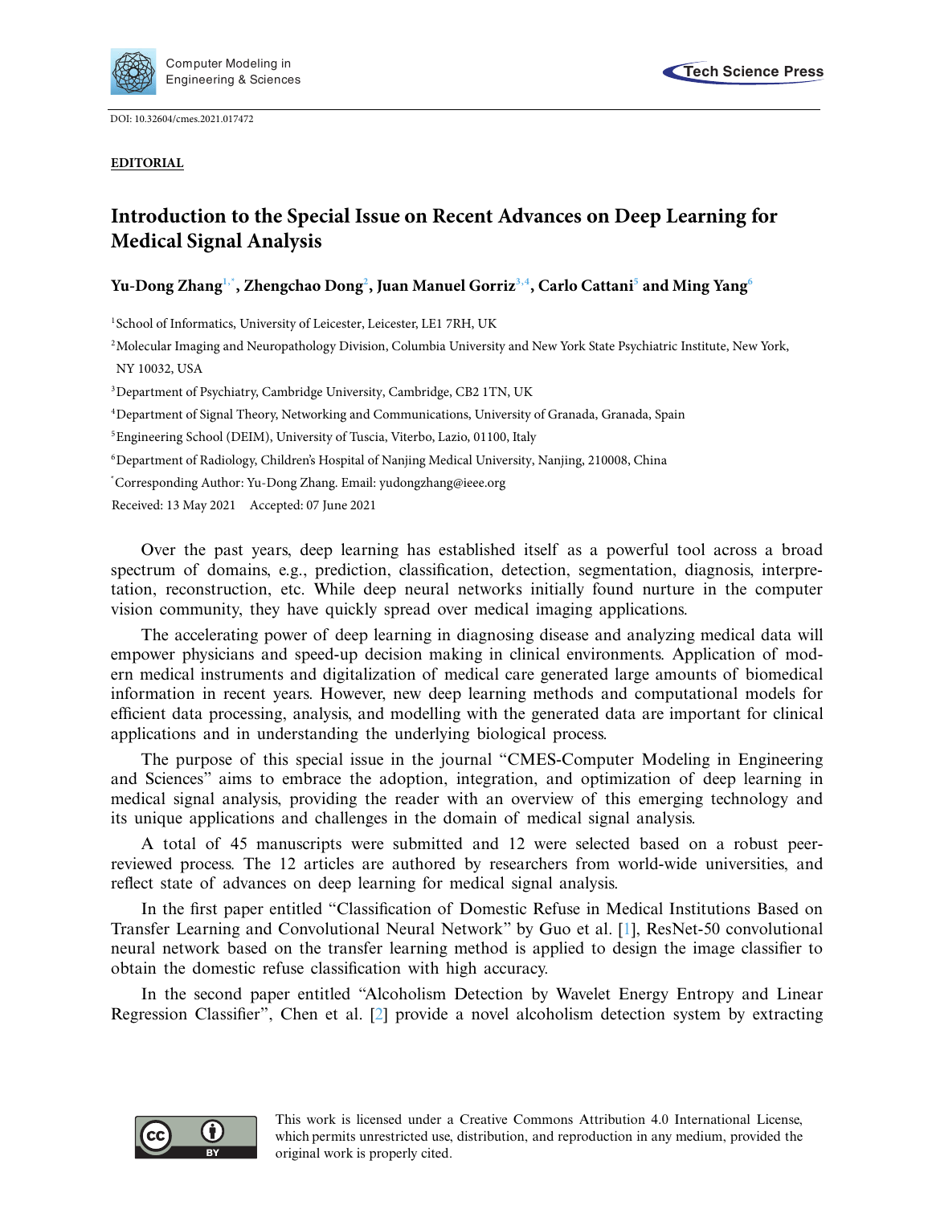DOI: 10.32604/cmes.2021.017472

**EDITORIAL**

# Introduction to the Special Issue on Recent Advances on Deep Learning for Medical Signal Analysis

**Yu-Dong Zhang[1,*], Zhengchao Dong[2], Juan Manuel Gorriz[3,4], Carlo Cattani[5] and Ming Yang[6]**

[1]School of Informatics, University of Leicester, Leicester, LE1 7RH, UK

[2]Molecular Imaging and Neuropathology Division, Columbia University and New York State Psychiatric Institute, New York, NY 10032, USA

[3]Department of Psychiatry, Cambridge University, Cambridge, CB2 1TN, UK

[4]Department of Signal Theory, Networking and Communications, University of Granada, Granada, Spain

[5]Engineering School (DEIM), University of Tuscia, Viterbo, Lazio, 01100, Italy

[6]Department of Radiology, Children's Hospital of Nanjing Medical University, Nanjing, 210008, China

[*]Corresponding Author: Yu-Dong Zhang. Email: yudongzhang@ieee.org

Received: 13 May 2021 Accepted: 07 June 2021

Over the past years, deep learning has established itself as a powerful tool across a broad spectrum of domains, e.g., prediction, classification, detection, segmentation, diagnosis, interpretation, reconstruction, etc. While deep neural networks initially found nurture in the computer vision community, they have quickly spread over medical imaging applications.

The accelerating power of deep learning in diagnosing disease and analyzing medical data will empower physicians and speed-up decision making in clinical environments. Application of modern medical instruments and digitalization of medical care generated large amounts of biomedical information in recent years. However, new deep learning methods and computational models for efficient data processing, analysis, and modelling with the generated data are important for clinical applications and in understanding the underlying biological process.

The purpose of this special issue in the journal "CMES-Computer Modeling in Engineering and Sciences" aims to embrace the adoption, integration, and optimization of deep learning in medical signal analysis, providing the reader with an overview of this emerging technology and its unique applications and challenges in the domain of medical signal analysis.

A total of 45 manuscripts were submitted and 12 were selected based on a robust peer-reviewed process. The 12 articles are authored by researchers from world-wide universities, and reflect state of advances on deep learning for medical signal analysis.

In the first paper entitled "Classification of Domestic Refuse in Medical Institutions Based on Transfer Learning and Convolutional Neural Network" by Guo et al. [1], ResNet-50 convolutional neural network based on the transfer learning method is applied to design the image classifier to obtain the domestic refuse classification with high accuracy.

In the second paper entitled "Alcoholism Detection by Wavelet Energy Entropy and Linear Regression Classifier", Chen et al. [2] provide a novel alcoholism detection system by extracting

This work is licensed under a Creative Commons Attribution 4.0 International License, which permits unrestricted use, distribution, and reproduction in any medium, provided the original work is properly cited.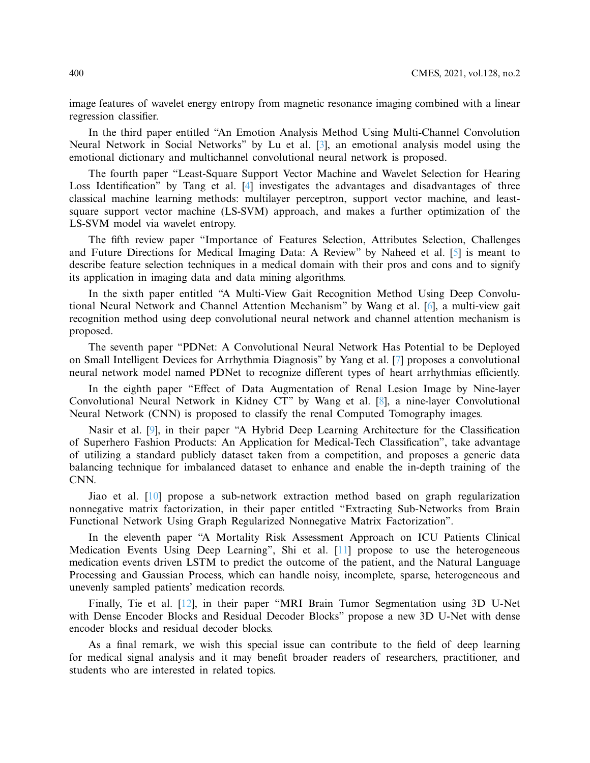image features of wavelet energy entropy from magnetic resonance imaging combined with a linear regression classifier.

In the third paper entitled "An Emotion Analysis Method Using Multi-Channel Convolution Neural Network in Social Networks" by Lu et al. [3], an emotional analysis model using the emotional dictionary and multichannel convolutional neural network is proposed.

The fourth paper "Least-Square Support Vector Machine and Wavelet Selection for Hearing Loss Identification" by Tang et al. [4] investigates the advantages and disadvantages of three classical machine learning methods: multilayer perceptron, support vector machine, and least-square support vector machine (LS-SVM) approach, and makes a further optimization of the LS-SVM model via wavelet entropy.

The fifth review paper "Importance of Features Selection, Attributes Selection, Challenges and Future Directions for Medical Imaging Data: A Review" by Naheed et al. [5] is meant to describe feature selection techniques in a medical domain with their pros and cons and to signify its application in imaging data and data mining algorithms.

In the sixth paper entitled "A Multi-View Gait Recognition Method Using Deep Convolutional Neural Network and Channel Attention Mechanism" by Wang et al. [6], a multi-view gait recognition method using deep convolutional neural network and channel attention mechanism is proposed.

The seventh paper "PDNet: A Convolutional Neural Network Has Potential to be Deployed on Small Intelligent Devices for Arrhythmia Diagnosis" by Yang et al. [7] proposes a convolutional neural network model named PDNet to recognize different types of heart arrhythmias efficiently.

In the eighth paper "Effect of Data Augmentation of Renal Lesion Image by Nine-layer Convolutional Neural Network in Kidney CT" by Wang et al. [8], a nine-layer Convolutional Neural Network (CNN) is proposed to classify the renal Computed Tomography images.

Nasir et al. [9], in their paper "A Hybrid Deep Learning Architecture for the Classification of Superhero Fashion Products: An Application for Medical-Tech Classification", take advantage of utilizing a standard publicly dataset taken from a competition, and proposes a generic data balancing technique for imbalanced dataset to enhance and enable the in-depth training of the CNN.

Jiao et al. [10] propose a sub-network extraction method based on graph regularization nonnegative matrix factorization, in their paper entitled "Extracting Sub-Networks from Brain Functional Network Using Graph Regularized Nonnegative Matrix Factorization".

In the eleventh paper "A Mortality Risk Assessment Approach on ICU Patients Clinical Medication Events Using Deep Learning", Shi et al. [11] propose to use the heterogeneous medication events driven LSTM to predict the outcome of the patient, and the Natural Language Processing and Gaussian Process, which can handle noisy, incomplete, sparse, heterogeneous and unevenly sampled patients' medication records.

Finally, Tie et al. [12], in their paper "MRI Brain Tumor Segmentation using 3D U-Net with Dense Encoder Blocks and Residual Decoder Blocks" propose a new 3D U-Net with dense encoder blocks and residual decoder blocks.

As a final remark, we wish this special issue can contribute to the field of deep learning for medical signal analysis and it may benefit broader readers of researchers, practitioner, and students who are interested in related topics.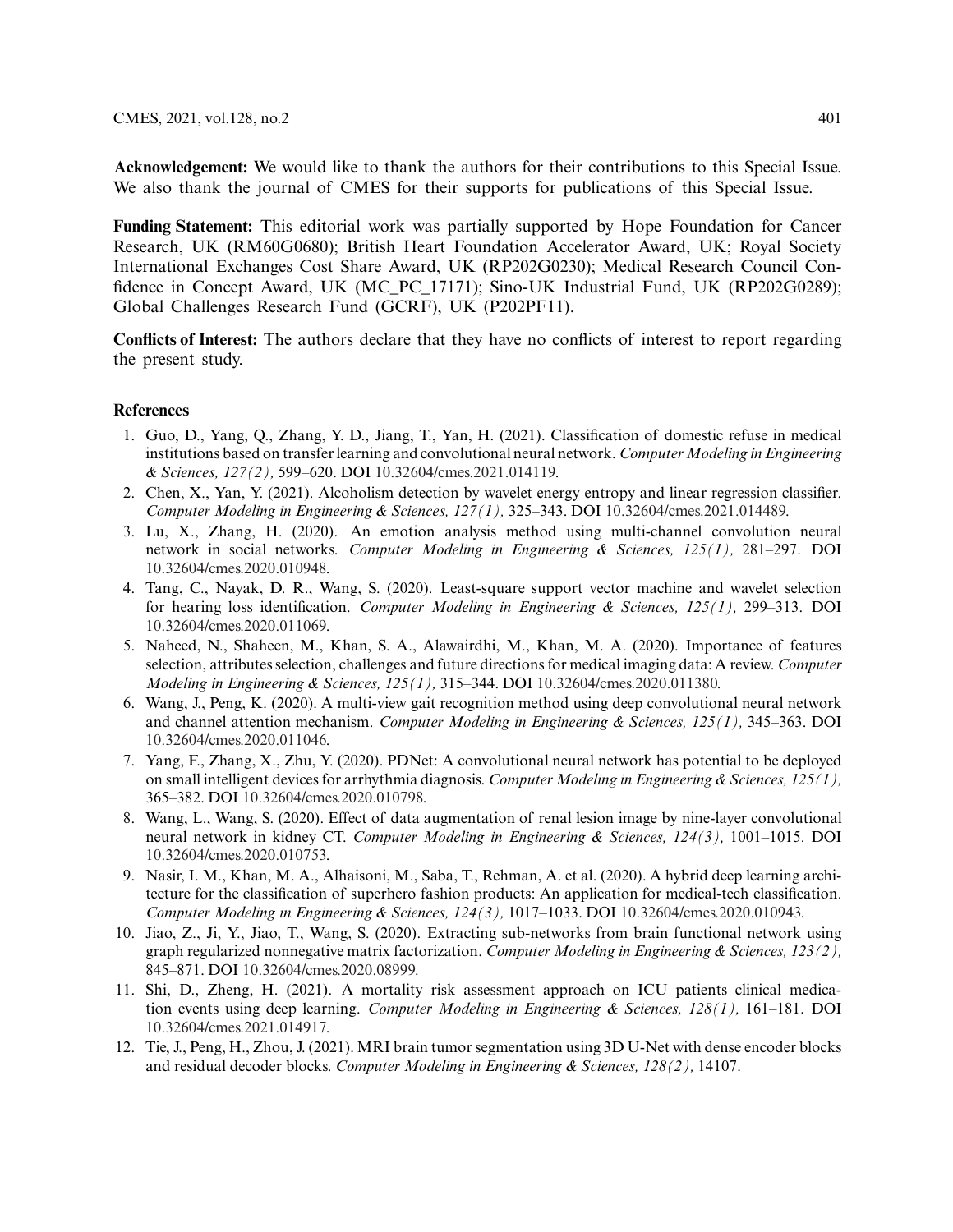**Acknowledgement:** We would like to thank the authors for their contributions to this Special Issue. We also thank the journal of CMES for their supports for publications of this Special Issue.

**Funding Statement:** This editorial work was partially supported by Hope Foundation for Cancer Research, UK (RM60G0680); British Heart Foundation Accelerator Award, UK; Royal Society International Exchanges Cost Share Award, UK (RP202G0230); Medical Research Council Confidence in Concept Award, UK (MC_PC_17171); Sino-UK Industrial Fund, UK (RP202G0289); Global Challenges Research Fund (GCRF), UK (P202PF11).

**Conflicts of Interest:** The authors declare that they have no conflicts of interest to report regarding the present study.

## References

1. Guo, D., Yang, Q., Zhang, Y. D., Jiang, T., Yan, H. (2021). Classification of domestic refuse in medical institutions based on transfer learning and convolutional neural network. *Computer Modeling in Engineering & Sciences, 127(2),* 599–620. DOI 10.32604/cmes.2021.014119.
2. Chen, X., Yan, Y. (2021). Alcoholism detection by wavelet energy entropy and linear regression classifier. *Computer Modeling in Engineering & Sciences, 127(1),* 325–343. DOI 10.32604/cmes.2021.014489.
3. Lu, X., Zhang, H. (2020). An emotion analysis method using multi-channel convolution neural network in social networks. *Computer Modeling in Engineering & Sciences, 125(1),* 281–297. DOI 10.32604/cmes.2020.010948.
4. Tang, C., Nayak, D. R., Wang, S. (2020). Least-square support vector machine and wavelet selection for hearing loss identification. *Computer Modeling in Engineering & Sciences, 125(1),* 299–313. DOI 10.32604/cmes.2020.011069.
5. Naheed, N., Shaheen, M., Khan, S. A., Alawairdhi, M., Khan, M. A. (2020). Importance of features selection, attributes selection, challenges and future directions for medical imaging data: A review. *Computer Modeling in Engineering & Sciences, 125(1),* 315–344. DOI 10.32604/cmes.2020.011380.
6. Wang, J., Peng, K. (2020). A multi-view gait recognition method using deep convolutional neural network and channel attention mechanism. *Computer Modeling in Engineering & Sciences, 125(1),* 345–363. DOI 10.32604/cmes.2020.011046.
7. Yang, F., Zhang, X., Zhu, Y. (2020). PDNet: A convolutional neural network has potential to be deployed on small intelligent devices for arrhythmia diagnosis. *Computer Modeling in Engineering & Sciences, 125(1),* 365–382. DOI 10.32604/cmes.2020.010798.
8. Wang, L., Wang, S. (2020). Effect of data augmentation of renal lesion image by nine-layer convolutional neural network in kidney CT. *Computer Modeling in Engineering & Sciences, 124(3),* 1001–1015. DOI 10.32604/cmes.2020.010753.
9. Nasir, I. M., Khan, M. A., Alhaisoni, M., Saba, T., Rehman, A. et al. (2020). A hybrid deep learning architecture for the classification of superhero fashion products: An application for medical-tech classification. *Computer Modeling in Engineering & Sciences, 124(3),* 1017–1033. DOI 10.32604/cmes.2020.010943.
10. Jiao, Z., Ji, Y., Jiao, T., Wang, S. (2020). Extracting sub-networks from brain functional network using graph regularized nonnegative matrix factorization. *Computer Modeling in Engineering & Sciences, 123(2),* 845–871. DOI 10.32604/cmes.2020.08999.
11. Shi, D., Zheng, H. (2021). A mortality risk assessment approach on ICU patients clinical medication events using deep learning. *Computer Modeling in Engineering & Sciences, 128(1),* 161–181. DOI 10.32604/cmes.2021.014917.
12. Tie, J., Peng, H., Zhou, J. (2021). MRI brain tumor segmentation using 3D U-Net with dense encoder blocks and residual decoder blocks. *Computer Modeling in Engineering & Sciences, 128(2),* 14107.